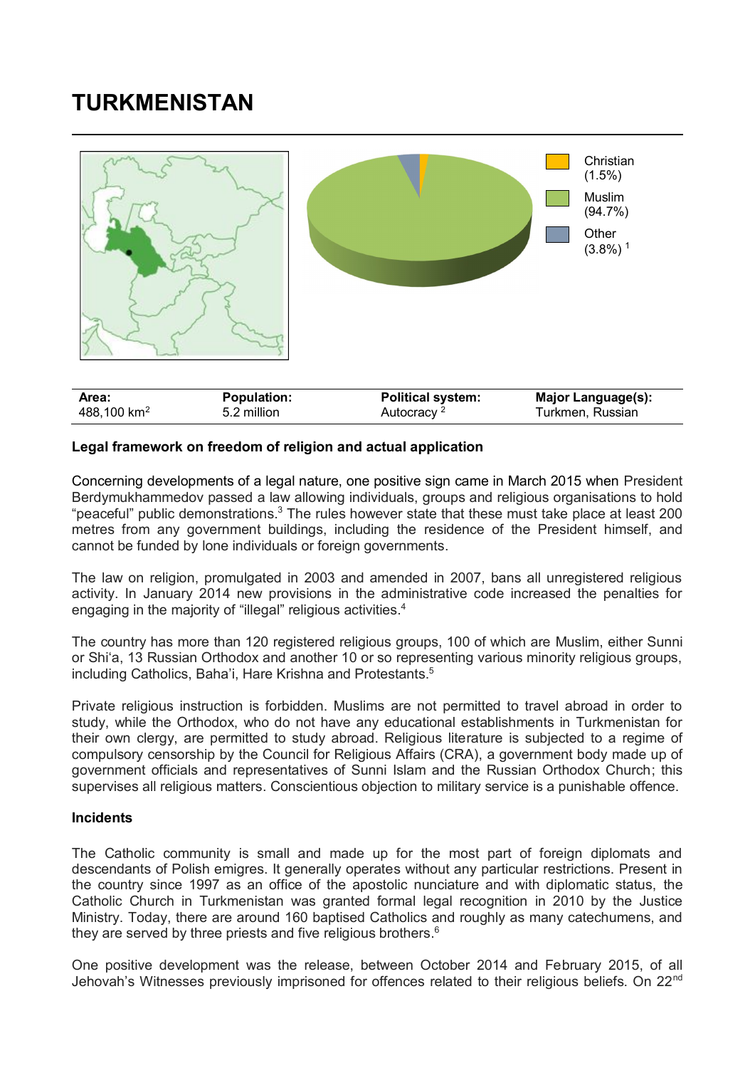# TURKMENISTAN

Christian (1.5%)
Muslim (94.7%)
Other (3.8%) [1]

| Area: | Population: | Political system: | Major Language(s): |
|---|---|---|---|
| 488,100 km$^2$ | 5.2 million | Autocracy [2] | Turkmen, Russian |

**Legal framework on freedom of religion and actual application**

Concerning developments of a legal nature, one positive sign came in March 2015 when President Berdymukhammedov passed a law allowing individuals, groups and religious organisations to hold "peaceful" public demonstrations.[3] The rules however state that these must take place at least 200 metres from any government buildings, including the residence of the President himself, and cannot be funded by lone individuals or foreign governments.

The law on religion, promulgated in 2003 and amended in 2007, bans all unregistered religious activity. In January 2014 new provisions in the administrative code increased the penalties for engaging in the majority of "illegal" religious activities.[4]

The country has more than 120 registered religious groups, 100 of which are Muslim, either Sunni or Shi'a, 13 Russian Orthodox and another 10 or so representing various minority religious groups, including Catholics, Baha'i, Hare Krishna and Protestants.[5]

Private religious instruction is forbidden. Muslims are not permitted to travel abroad in order to study, while the Orthodox, who do not have any educational establishments in Turkmenistan for their own clergy, are permitted to study abroad. Religious literature is subjected to a regime of compulsory censorship by the Council for Religious Affairs (CRA), a government body made up of government officials and representatives of Sunni Islam and the Russian Orthodox Church; this supervises all religious matters. Conscientious objection to military service is a punishable offence.

**Incidents**

The Catholic community is small and made up for the most part of foreign diplomats and descendants of Polish emigres. It generally operates without any particular restrictions. Present in the country since 1997 as an office of the apostolic nunciature and with diplomatic status, the Catholic Church in Turkmenistan was granted formal legal recognition in 2010 by the Justice Ministry. Today, there are around 160 baptised Catholics and roughly as many catechumens, and they are served by three priests and five religious brothers.[6]

One positive development was the release, between October 2014 and February 2015, of all Jehovah's Witnesses previously imprisoned for offences related to their religious beliefs. On 22nd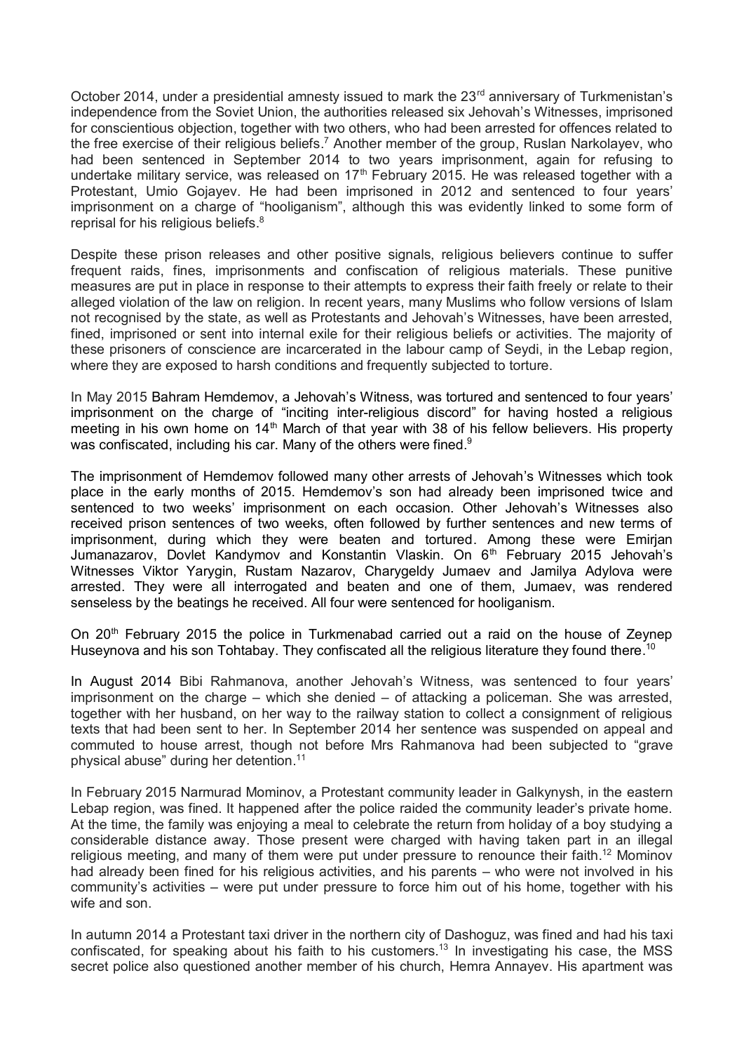October 2014, under a presidential amnesty issued to mark the 23rd anniversary of Turkmenistan's independence from the Soviet Union, the authorities released six Jehovah's Witnesses, imprisoned for conscientious objection, together with two others, who had been arrested for offences related to the free exercise of their religious beliefs.[7] Another member of the group, Ruslan Narkolayev, who had been sentenced in September 2014 to two years imprisonment, again for refusing to undertake military service, was released on 17th February 2015. He was released together with a Protestant, Umio Gojayev. He had been imprisoned in 2012 and sentenced to four years' imprisonment on a charge of "hooliganism", although this was evidently linked to some form of reprisal for his religious beliefs.[8]

Despite these prison releases and other positive signals, religious believers continue to suffer frequent raids, fines, imprisonments and confiscation of religious materials. These punitive measures are put in place in response to their attempts to express their faith freely or relate to their alleged violation of the law on religion. In recent years, many Muslims who follow versions of Islam not recognised by the state, as well as Protestants and Jehovah's Witnesses, have been arrested, fined, imprisoned or sent into internal exile for their religious beliefs or activities. The majority of these prisoners of conscience are incarcerated in the labour camp of Seydi, in the Lebap region, where they are exposed to harsh conditions and frequently subjected to torture.

In May 2015 Bahram Hemdemov, a Jehovah's Witness, was tortured and sentenced to four years' imprisonment on the charge of "inciting inter-religious discord" for having hosted a religious meeting in his own home on 14th March of that year with 38 of his fellow believers. His property was confiscated, including his car. Many of the others were fined.[9]

The imprisonment of Hemdemov followed many other arrests of Jehovah's Witnesses which took place in the early months of 2015. Hemdemov's son had already been imprisoned twice and sentenced to two weeks' imprisonment on each occasion. Other Jehovah's Witnesses also received prison sentences of two weeks, often followed by further sentences and new terms of imprisonment, during which they were beaten and tortured. Among these were Emirjan Jumanazarov, Dovlet Kandymov and Konstantin Vlaskin. On 6th February 2015 Jehovah's Witnesses Viktor Yarygin, Rustam Nazarov, Charygeldy Jumaev and Jamilya Adylova were arrested. They were all interrogated and beaten and one of them, Jumaev, was rendered senseless by the beatings he received. All four were sentenced for hooliganism.

On 20th February 2015 the police in Turkmenabad carried out a raid on the house of Zeynep Huseynova and his son Tohtabay. They confiscated all the religious literature they found there.[10]

In August 2014 Bibi Rahmanova, another Jehovah's Witness, was sentenced to four years' imprisonment on the charge – which she denied – of attacking a policeman. She was arrested, together with her husband, on her way to the railway station to collect a consignment of religious texts that had been sent to her. In September 2014 her sentence was suspended on appeal and commuted to house arrest, though not before Mrs Rahmanova had been subjected to "grave physical abuse" during her detention.[11]

In February 2015 Narmurad Mominov, a Protestant community leader in Galkynysh, in the eastern Lebap region, was fined. It happened after the police raided the community leader's private home. At the time, the family was enjoying a meal to celebrate the return from holiday of a boy studying a considerable distance away. Those present were charged with having taken part in an illegal religious meeting, and many of them were put under pressure to renounce their faith.[12] Mominov had already been fined for his religious activities, and his parents – who were not involved in his community's activities – were put under pressure to force him out of his home, together with his wife and son.

In autumn 2014 a Protestant taxi driver in the northern city of Dashoguz, was fined and had his taxi confiscated, for speaking about his faith to his customers.[13] In investigating his case, the MSS secret police also questioned another member of his church, Hemra Annayev. His apartment was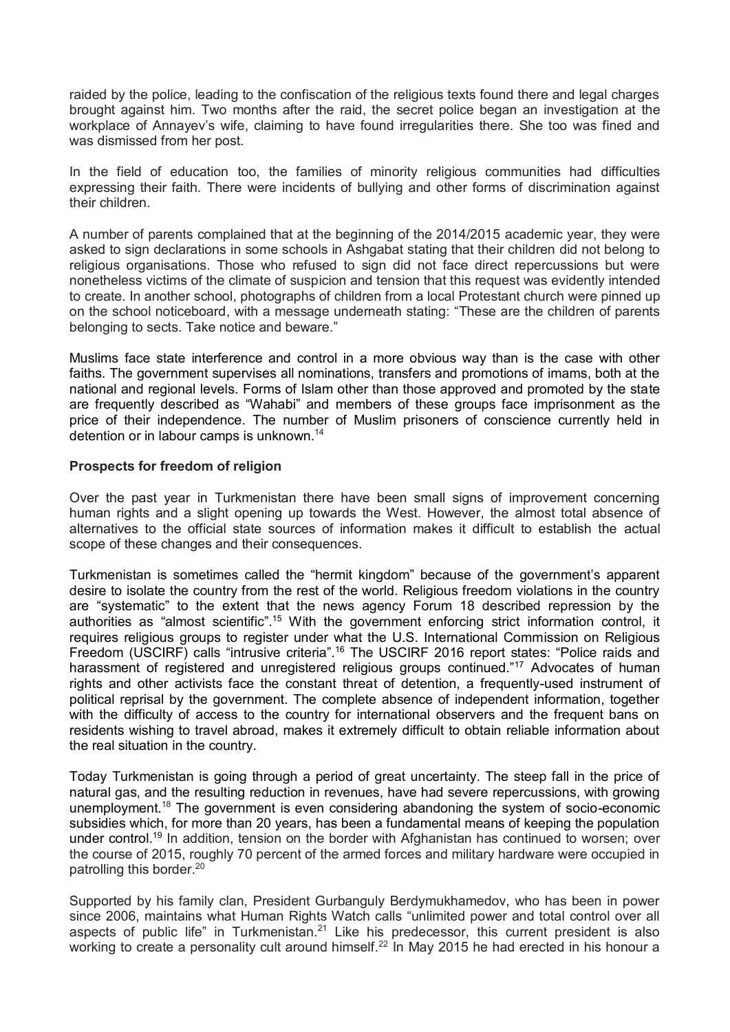raided by the police, leading to the confiscation of the religious texts found there and legal charges brought against him. Two months after the raid, the secret police began an investigation at the workplace of Annayev's wife, claiming to have found irregularities there. She too was fined and was dismissed from her post.

In the field of education too, the families of minority religious communities had difficulties expressing their faith. There were incidents of bullying and other forms of discrimination against their children.

A number of parents complained that at the beginning of the 2014/2015 academic year, they were asked to sign declarations in some schools in Ashgabat stating that their children did not belong to religious organisations. Those who refused to sign did not face direct repercussions but were nonetheless victims of the climate of suspicion and tension that this request was evidently intended to create. In another school, photographs of children from a local Protestant church were pinned up on the school noticeboard, with a message underneath stating: "These are the children of parents belonging to sects. Take notice and beware."

Muslims face state interference and control in a more obvious way than is the case with other faiths. The government supervises all nominations, transfers and promotions of imams, both at the national and regional levels. Forms of Islam other than those approved and promoted by the state are frequently described as "Wahabi" and members of these groups face imprisonment as the price of their independence. The number of Muslim prisoners of conscience currently held in detention or in labour camps is unknown.[14]

**Prospects for freedom of religion**

Over the past year in Turkmenistan there have been small signs of improvement concerning human rights and a slight opening up towards the West. However, the almost total absence of alternatives to the official state sources of information makes it difficult to establish the actual scope of these changes and their consequences.

Turkmenistan is sometimes called the "hermit kingdom" because of the government's apparent desire to isolate the country from the rest of the world. Religious freedom violations in the country are "systematic" to the extent that the news agency Forum 18 described repression by the authorities as "almost scientific".[15] With the government enforcing strict information control, it requires religious groups to register under what the U.S. International Commission on Religious Freedom (USCIRF) calls "intrusive criteria".[16] The USCIRF 2016 report states: "Police raids and harassment of registered and unregistered religious groups continued."[17] Advocates of human rights and other activists face the constant threat of detention, a frequently-used instrument of political reprisal by the government. The complete absence of independent information, together with the difficulty of access to the country for international observers and the frequent bans on residents wishing to travel abroad, makes it extremely difficult to obtain reliable information about the real situation in the country.

Today Turkmenistan is going through a period of great uncertainty. The steep fall in the price of natural gas, and the resulting reduction in revenues, have had severe repercussions, with growing unemployment.[18] The government is even considering abandoning the system of socio-economic subsidies which, for more than 20 years, has been a fundamental means of keeping the population under control.[19] In addition, tension on the border with Afghanistan has continued to worsen; over the course of 2015, roughly 70 percent of the armed forces and military hardware were occupied in patrolling this border.[20]

Supported by his family clan, President Gurbanguly Berdymukhamedov, who has been in power since 2006, maintains what Human Rights Watch calls "unlimited power and total control over all aspects of public life" in Turkmenistan.[21] Like his predecessor, this current president is also working to create a personality cult around himself.[22] In May 2015 he had erected in his honour a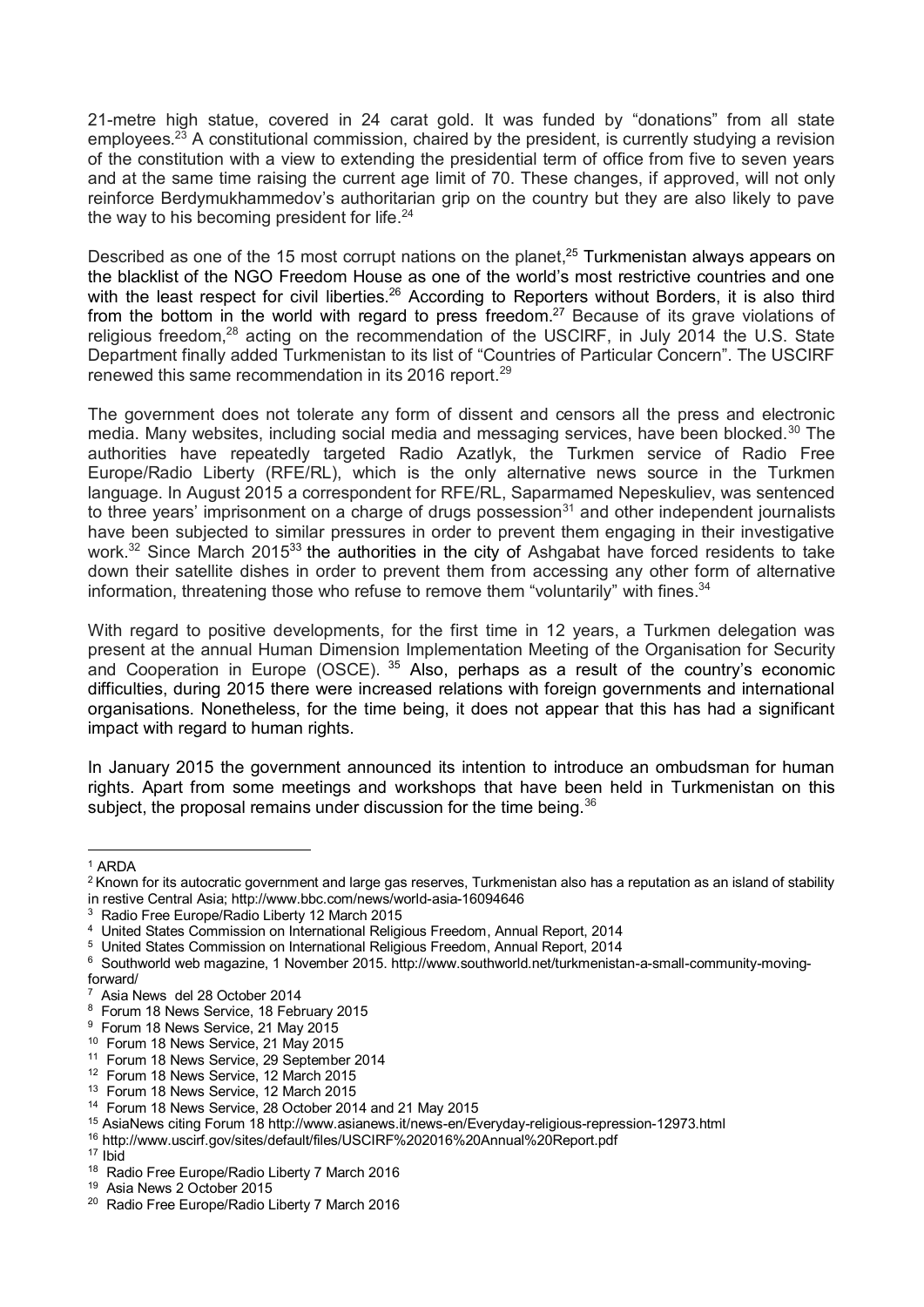21-metre high statue, covered in 24 carat gold. It was funded by "donations" from all state employees.[23] A constitutional commission, chaired by the president, is currently studying a revision of the constitution with a view to extending the presidential term of office from five to seven years and at the same time raising the current age limit of 70. These changes, if approved, will not only reinforce Berdymukhammedov's authoritarian grip on the country but they are also likely to pave the way to his becoming president for life.[24]

Described as one of the 15 most corrupt nations on the planet,[25] Turkmenistan always appears on the blacklist of the NGO Freedom House as one of the world's most restrictive countries and one with the least respect for civil liberties.[26] According to Reporters without Borders, it is also third from the bottom in the world with regard to press freedom.[27] Because of its grave violations of religious freedom,[28] acting on the recommendation of the USCIRF, in July 2014 the U.S. State Department finally added Turkmenistan to its list of "Countries of Particular Concern". The USCIRF renewed this same recommendation in its 2016 report.[29]

The government does not tolerate any form of dissent and censors all the press and electronic media. Many websites, including social media and messaging services, have been blocked.[30] The authorities have repeatedly targeted Radio Azatlyk, the Turkmen service of Radio Free Europe/Radio Liberty (RFE/RL), which is the only alternative news source in the Turkmen language. In August 2015 a correspondent for RFE/RL, Saparmamed Nepeskuliev, was sentenced to three years' imprisonment on a charge of drugs possession[31] and other independent journalists have been subjected to similar pressures in order to prevent them engaging in their investigative work.[32] Since March 2015[33] the authorities in the city of Ashgabat have forced residents to take down their satellite dishes in order to prevent them from accessing any other form of alternative information, threatening those who refuse to remove them "voluntarily" with fines.[34]

With regard to positive developments, for the first time in 12 years, a Turkmen delegation was present at the annual Human Dimension Implementation Meeting of the Organisation for Security and Cooperation in Europe (OSCE).[35] Also, perhaps as a result of the country's economic difficulties, during 2015 there were increased relations with foreign governments and international organisations. Nonetheless, for the time being, it does not appear that this has had a significant impact with regard to human rights.

In January 2015 the government announced its intention to introduce an ombudsman for human rights. Apart from some meetings and workshops that have been held in Turkmenistan on this subject, the proposal remains under discussion for the time being.[36]

---

[1] ARDA
[2] Known for its autocratic government and large gas reserves, Turkmenistan also has a reputation as an island of stability in restive Central Asia; http://www.bbc.com/news/world-asia-16094646
[3] Radio Free Europe/Radio Liberty 12 March 2015
[4] United States Commission on International Religious Freedom, Annual Report, 2014
[5] United States Commission on International Religious Freedom, Annual Report, 2014
[6] Southworld web magazine, 1 November 2015. http://www.southworld.net/turkmenistan-a-small-community-moving-forward/
[7] Asia News del 28 October 2014
[8] Forum 18 News Service, 18 February 2015
[9] Forum 18 News Service, 21 May 2015
[10] Forum 18 News Service, 21 May 2015
[11] Forum 18 News Service, 29 September 2014
[12] Forum 18 News Service, 12 March 2015
[13] Forum 18 News Service, 12 March 2015
[14] Forum 18 News Service, 28 October 2014 and 21 May 2015
[15] AsiaNews citing Forum 18 http://www.asianews.it/news-en/Everyday-religious-repression-12973.html
[16] http://www.uscirf.gov/sites/default/files/USCIRF%202016%20Annual%20Report.pdf
[17] Ibid
[18] Radio Free Europe/Radio Liberty 7 March 2016
[19] Asia News 2 October 2015
[20] Radio Free Europe/Radio Liberty 7 March 2016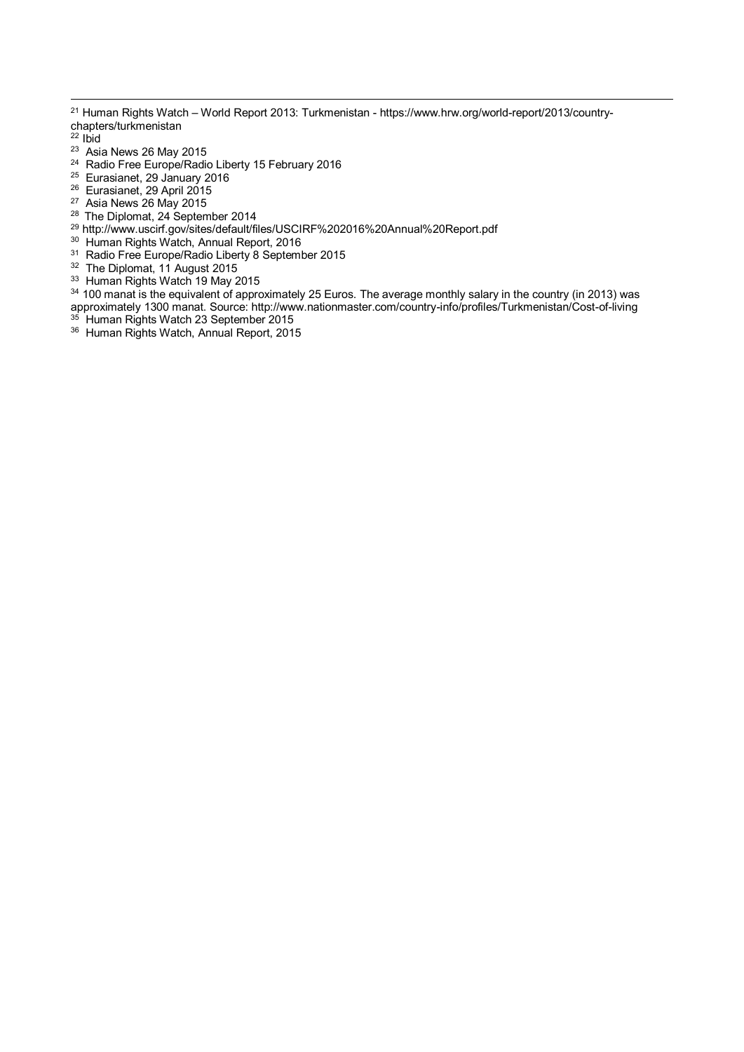[21] Human Rights Watch – World Report 2013: Turkmenistan - https://www.hrw.org/world-report/2013/country-chapters/turkmenistan

[22] Ibid

[23] Asia News 26 May 2015

[24] Radio Free Europe/Radio Liberty 15 February 2016

[25] Eurasianet, 29 January 2016

[26] Eurasianet, 29 April 2015

[27] Asia News 26 May 2015

[28] The Diplomat, 24 September 2014

[29] http://www.uscirf.gov/sites/default/files/USCIRF%202016%20Annual%20Report.pdf

[30] Human Rights Watch, Annual Report, 2016

[31] Radio Free Europe/Radio Liberty 8 September 2015

[32] The Diplomat, 11 August 2015

[33] Human Rights Watch 19 May 2015

[34] 100 manat is the equivalent of approximately 25 Euros. The average monthly salary in the country (in 2013) was approximately 1300 manat. Source: http://www.nationmaster.com/country-info/profiles/Turkmenistan/Cost-of-living

[35] Human Rights Watch 23 September 2015

[36] Human Rights Watch, Annual Report, 2015